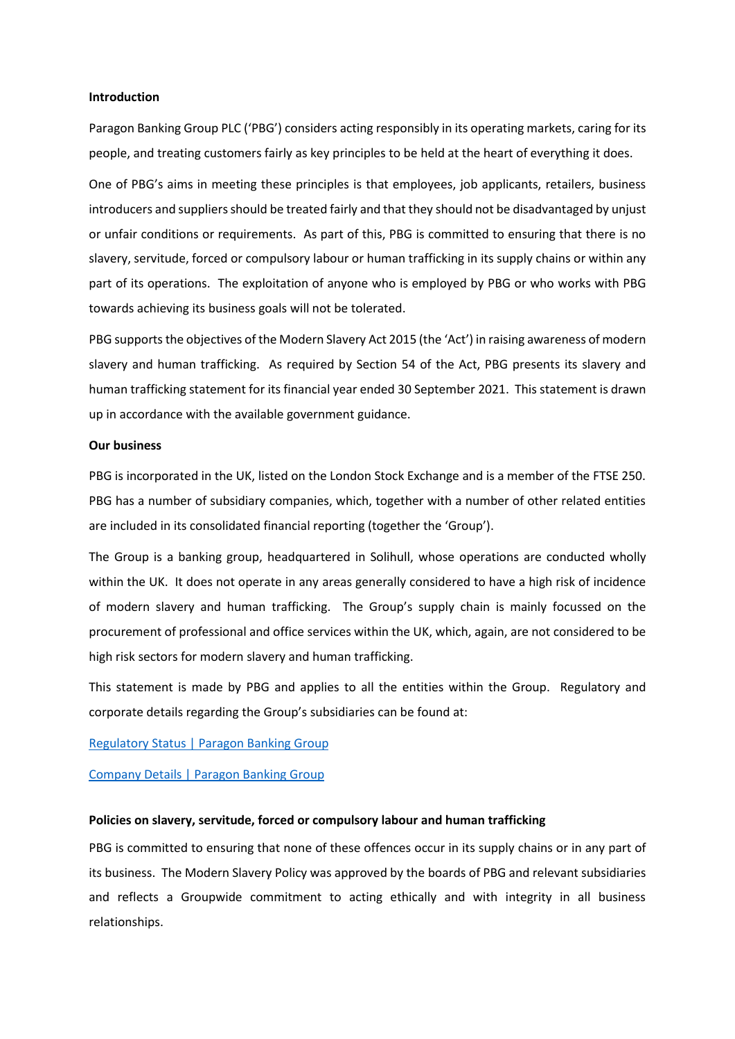**Introduction**

Paragon Banking Group PLC ('PBG') considers acting responsibly in its operating markets, caring for its people, and treating customers fairly as key principles to be held at the heart of everything it does.

One of PBG's aims in meeting these principles is that employees, job applicants, retailers, business introducers and suppliers should be treated fairly and that they should not be disadvantaged by unjust or unfair conditions or requirements. As part of this, PBG is committed to ensuring that there is no slavery, servitude, forced or compulsory labour or human trafficking in its supply chains or within any part of its operations. The exploitation of anyone who is employed by PBG or who works with PBG towards achieving its business goals will not be tolerated.

PBG supports the objectives of the Modern Slavery Act 2015 (the 'Act') in raising awareness of modern slavery and human trafficking. As required by Section 54 of the Act, PBG presents its slavery and human trafficking statement for its financial year ended 30 September 2021. This statement is drawn up in accordance with the available government guidance.

**Our business**

PBG is incorporated in the UK, listed on the London Stock Exchange and is a member of the FTSE 250. PBG has a number of subsidiary companies, which, together with a number of other related entities are included in its consolidated financial reporting (together the 'Group').

The Group is a banking group, headquartered in Solihull, whose operations are conducted wholly within the UK. It does not operate in any areas generally considered to have a high risk of incidence of modern slavery and human trafficking. The Group's supply chain is mainly focussed on the procurement of professional and office services within the UK, which, again, are not considered to be high risk sectors for modern slavery and human trafficking.

This statement is made by PBG and applies to all the entities within the Group. Regulatory and corporate details regarding the Group's subsidiaries can be found at:

Regulatory Status | Paragon Banking Group

Company Details | Paragon Banking Group

**Policies on slavery, servitude, forced or compulsory labour and human trafficking**

PBG is committed to ensuring that none of these offences occur in its supply chains or in any part of its business. The Modern Slavery Policy was approved by the boards of PBG and relevant subsidiaries and reflects a Groupwide commitment to acting ethically and with integrity in all business relationships.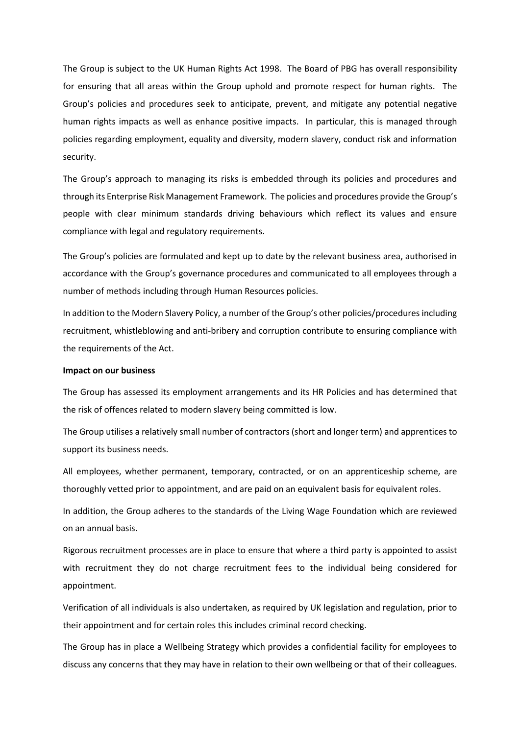The Group is subject to the UK Human Rights Act 1998. The Board of PBG has overall responsibility for ensuring that all areas within the Group uphold and promote respect for human rights. The Group's policies and procedures seek to anticipate, prevent, and mitigate any potential negative human rights impacts as well as enhance positive impacts. In particular, this is managed through policies regarding employment, equality and diversity, modern slavery, conduct risk and information security.

The Group's approach to managing its risks is embedded through its policies and procedures and through its Enterprise Risk Management Framework. The policies and procedures provide the Group's people with clear minimum standards driving behaviours which reflect its values and ensure compliance with legal and regulatory requirements.

The Group's policies are formulated and kept up to date by the relevant business area, authorised in accordance with the Group's governance procedures and communicated to all employees through a number of methods including through Human Resources policies.

In addition to the Modern Slavery Policy, a number of the Group's other policies/procedures including recruitment, whistleblowing and anti-bribery and corruption contribute to ensuring compliance with the requirements of the Act.

**Impact on our business**

The Group has assessed its employment arrangements and its HR Policies and has determined that the risk of offences related to modern slavery being committed is low.

The Group utilises a relatively small number of contractors (short and longer term) and apprentices to support its business needs.

All employees, whether permanent, temporary, contracted, or on an apprenticeship scheme, are thoroughly vetted prior to appointment, and are paid on an equivalent basis for equivalent roles.

In addition, the Group adheres to the standards of the Living Wage Foundation which are reviewed on an annual basis.

Rigorous recruitment processes are in place to ensure that where a third party is appointed to assist with recruitment they do not charge recruitment fees to the individual being considered for appointment.

Verification of all individuals is also undertaken, as required by UK legislation and regulation, prior to their appointment and for certain roles this includes criminal record checking.

The Group has in place a Wellbeing Strategy which provides a confidential facility for employees to discuss any concerns that they may have in relation to their own wellbeing or that of their colleagues.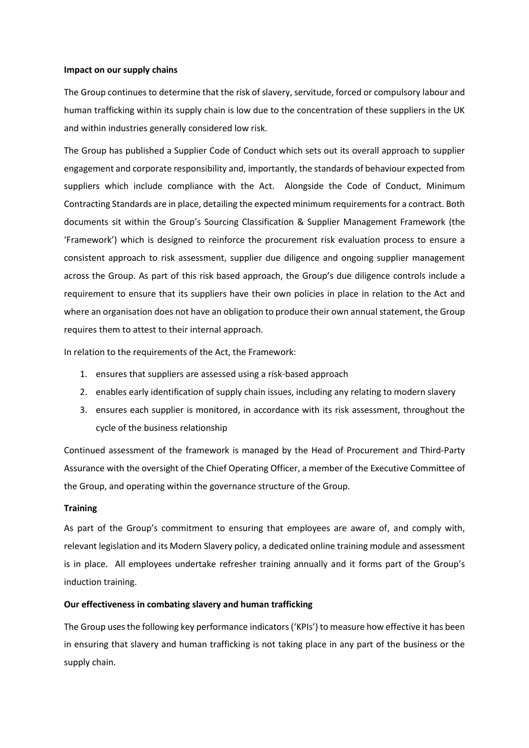**Impact on our supply chains**

The Group continues to determine that the risk of slavery, servitude, forced or compulsory labour and human trafficking within its supply chain is low due to the concentration of these suppliers in the UK and within industries generally considered low risk.

The Group has published a Supplier Code of Conduct which sets out its overall approach to supplier engagement and corporate responsibility and, importantly, the standards of behaviour expected from suppliers which include compliance with the Act. Alongside the Code of Conduct, Minimum Contracting Standards are in place, detailing the expected minimum requirements for a contract. Both documents sit within the Group's Sourcing Classification & Supplier Management Framework (the 'Framework') which is designed to reinforce the procurement risk evaluation process to ensure a consistent approach to risk assessment, supplier due diligence and ongoing supplier management across the Group. As part of this risk based approach, the Group's due diligence controls include a requirement to ensure that its suppliers have their own policies in place in relation to the Act and where an organisation does not have an obligation to produce their own annual statement, the Group requires them to attest to their internal approach.

In relation to the requirements of the Act, the Framework:

1. ensures that suppliers are assessed using a risk-based approach
2. enables early identification of supply chain issues, including any relating to modern slavery
3. ensures each supplier is monitored, in accordance with its risk assessment, throughout the cycle of the business relationship

Continued assessment of the framework is managed by the Head of Procurement and Third-Party Assurance with the oversight of the Chief Operating Officer, a member of the Executive Committee of the Group, and operating within the governance structure of the Group.

**Training**

As part of the Group's commitment to ensuring that employees are aware of, and comply with, relevant legislation and its Modern Slavery policy, a dedicated online training module and assessment is in place. All employees undertake refresher training annually and it forms part of the Group's induction training.

**Our effectiveness in combating slavery and human trafficking**

The Group uses the following key performance indicators ('KPIs') to measure how effective it has been in ensuring that slavery and human trafficking is not taking place in any part of the business or the supply chain.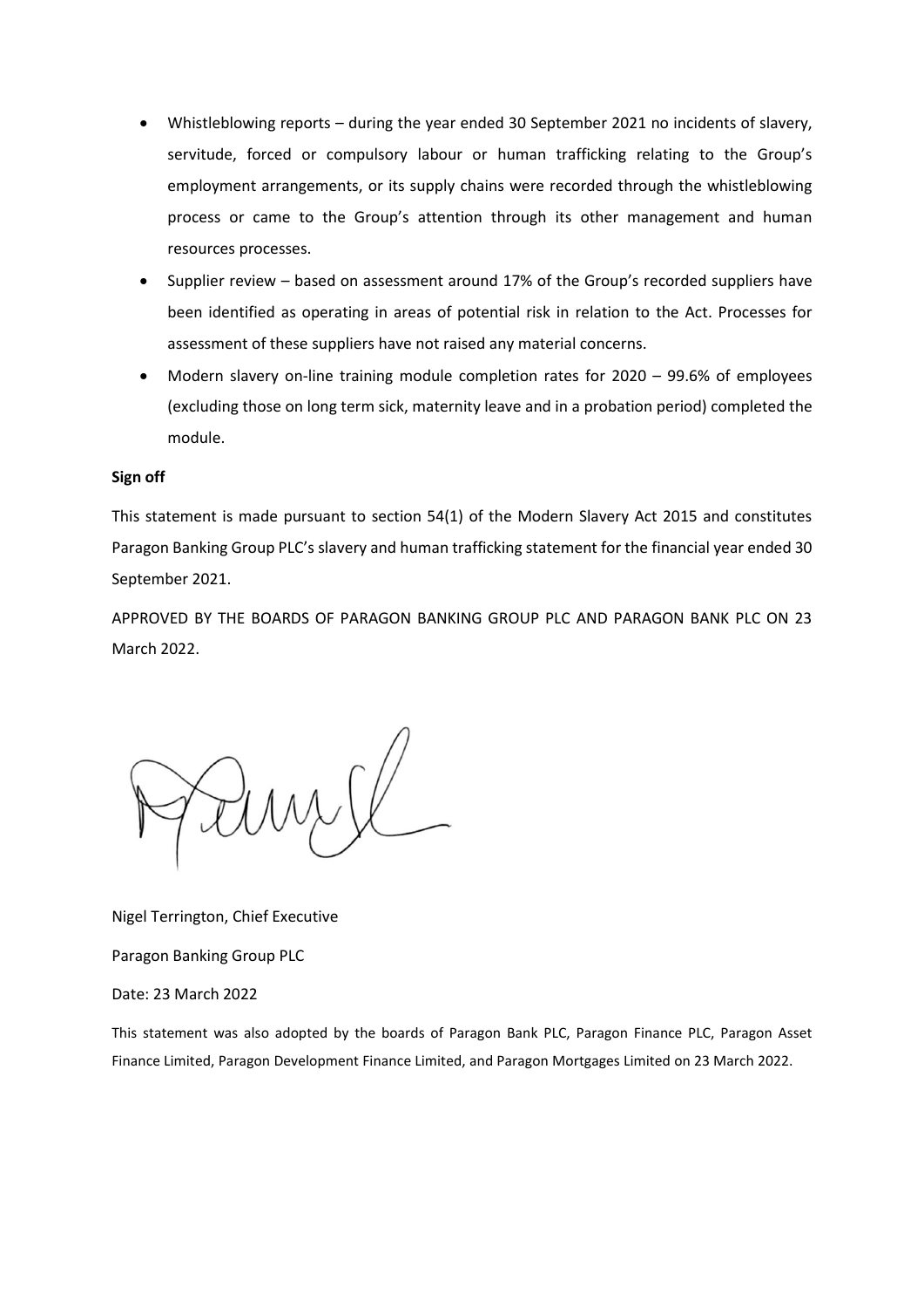- Whistleblowing reports – during the year ended 30 September 2021 no incidents of slavery, servitude, forced or compulsory labour or human trafficking relating to the Group's employment arrangements, or its supply chains were recorded through the whistleblowing process or came to the Group's attention through its other management and human resources processes.
- Supplier review – based on assessment around 17% of the Group's recorded suppliers have been identified as operating in areas of potential risk in relation to the Act. Processes for assessment of these suppliers have not raised any material concerns.
- Modern slavery on-line training module completion rates for 2020 – 99.6% of employees (excluding those on long term sick, maternity leave and in a probation period) completed the module.

**Sign off**

This statement is made pursuant to section 54(1) of the Modern Slavery Act 2015 and constitutes Paragon Banking Group PLC's slavery and human trafficking statement for the financial year ended 30 September 2021.

APPROVED BY THE BOARDS OF PARAGON BANKING GROUP PLC AND PARAGON BANK PLC ON 23 March 2022.

Nigel Terrington, Chief Executive

Paragon Banking Group PLC

Date: 23 March 2022

This statement was also adopted by the boards of Paragon Bank PLC, Paragon Finance PLC, Paragon Asset Finance Limited, Paragon Development Finance Limited, and Paragon Mortgages Limited on 23 March 2022.